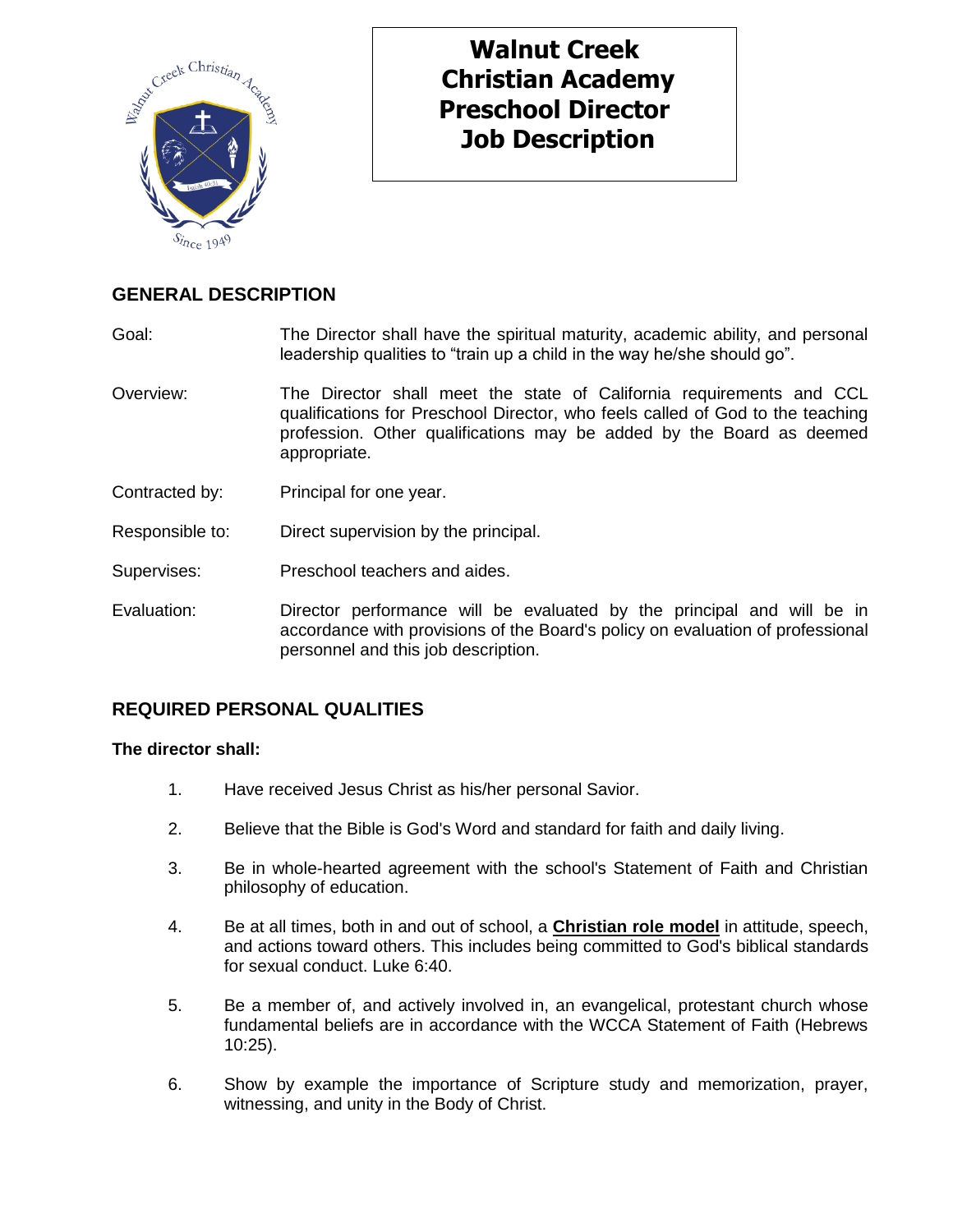# Walnut Creek Christian Academy Preschool Director Job Description

## GENERAL DESCRIPTION

**Goal:** The Director shall have the spiritual maturity, academic ability, and personal leadership qualities to "train up a child in the way he/she should go".

**Overview:** The Director shall meet the state of California requirements and CCL qualifications for Preschool Director, who feels called of God to the teaching profession. Other qualifications may be added by the Board as deemed appropriate.

**Contracted by:** Principal for one year.

**Responsible to:** Direct supervision by the principal.

**Supervises:** Preschool teachers and aides.

**Evaluation:** Director performance will be evaluated by the principal and will be in accordance with provisions of the Board's policy on evaluation of professional personnel and this job description.

## REQUIRED PERSONAL QUALITIES

**The director shall:**

1. Have received Jesus Christ as his/her personal Savior.
2. Believe that the Bible is God's Word and standard for faith and daily living.
3. Be in whole-hearted agreement with the school's Statement of Faith and Christian philosophy of education.
4. Be at all times, both in and out of school, a **<u>Christian role model</u>** in attitude, speech, and actions toward others. This includes being committed to God's biblical standards for sexual conduct. Luke 6:40.
5. Be a member of, and actively involved in, an evangelical, protestant church whose fundamental beliefs are in accordance with the WCCA Statement of Faith (Hebrews 10:25).
6. Show by example the importance of Scripture study and memorization, prayer, witnessing, and unity in the Body of Christ.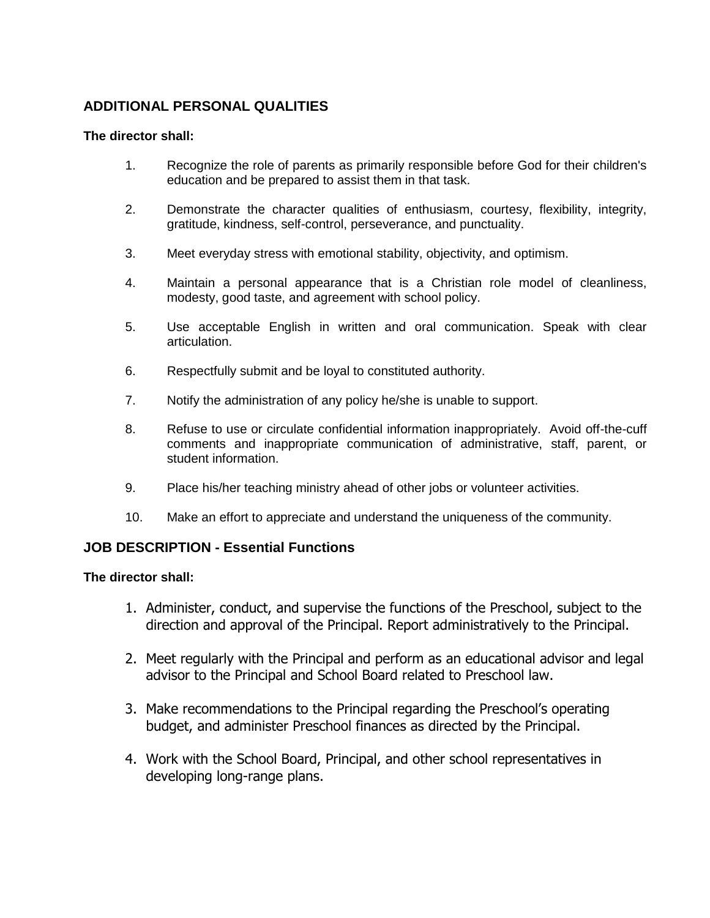## ADDITIONAL PERSONAL QUALITIES

**The director shall:**

1. Recognize the role of parents as primarily responsible before God for their children's education and be prepared to assist them in that task.

2. Demonstrate the character qualities of enthusiasm, courtesy, flexibility, integrity, gratitude, kindness, self-control, perseverance, and punctuality.

3. Meet everyday stress with emotional stability, objectivity, and optimism.

4. Maintain a personal appearance that is a Christian role model of cleanliness, modesty, good taste, and agreement with school policy.

5. Use acceptable English in written and oral communication. Speak with clear articulation.

6. Respectfully submit and be loyal to constituted authority.

7. Notify the administration of any policy he/she is unable to support.

8. Refuse to use or circulate confidential information inappropriately. Avoid off-the-cuff comments and inappropriate communication of administrative, staff, parent, or student information.

9. Place his/her teaching ministry ahead of other jobs or volunteer activities.

10. Make an effort to appreciate and understand the uniqueness of the community.

## JOB DESCRIPTION - Essential Functions

**The director shall:**

1. Administer, conduct, and supervise the functions of the Preschool, subject to the direction and approval of the Principal. Report administratively to the Principal.

2. Meet regularly with the Principal and perform as an educational advisor and legal advisor to the Principal and School Board related to Preschool law.

3. Make recommendations to the Principal regarding the Preschool's operating budget, and administer Preschool finances as directed by the Principal.

4. Work with the School Board, Principal, and other school representatives in developing long-range plans.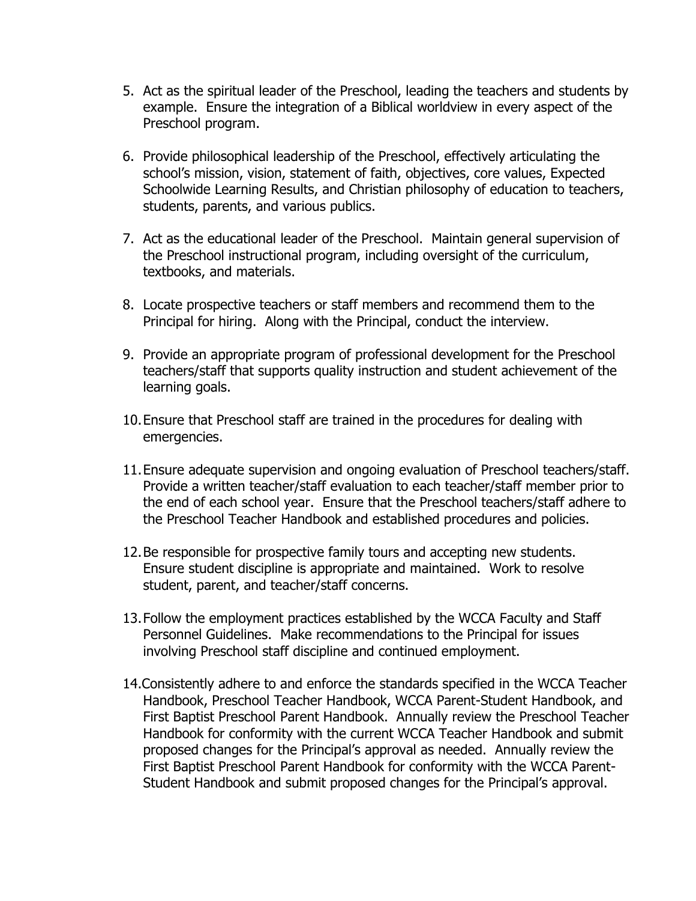5. Act as the spiritual leader of the Preschool, leading the teachers and students by example. Ensure the integration of a Biblical worldview in every aspect of the Preschool program.

6. Provide philosophical leadership of the Preschool, effectively articulating the school's mission, vision, statement of faith, objectives, core values, Expected Schoolwide Learning Results, and Christian philosophy of education to teachers, students, parents, and various publics.

7. Act as the educational leader of the Preschool. Maintain general supervision of the Preschool instructional program, including oversight of the curriculum, textbooks, and materials.

8. Locate prospective teachers or staff members and recommend them to the Principal for hiring. Along with the Principal, conduct the interview.

9. Provide an appropriate program of professional development for the Preschool teachers/staff that supports quality instruction and student achievement of the learning goals.

10. Ensure that Preschool staff are trained in the procedures for dealing with emergencies.

11. Ensure adequate supervision and ongoing evaluation of Preschool teachers/staff. Provide a written teacher/staff evaluation to each teacher/staff member prior to the end of each school year. Ensure that the Preschool teachers/staff adhere to the Preschool Teacher Handbook and established procedures and policies.

12. Be responsible for prospective family tours and accepting new students. Ensure student discipline is appropriate and maintained. Work to resolve student, parent, and teacher/staff concerns.

13. Follow the employment practices established by the WCCA Faculty and Staff Personnel Guidelines. Make recommendations to the Principal for issues involving Preschool staff discipline and continued employment.

14. Consistently adhere to and enforce the standards specified in the WCCA Teacher Handbook, Preschool Teacher Handbook, WCCA Parent-Student Handbook, and First Baptist Preschool Parent Handbook. Annually review the Preschool Teacher Handbook for conformity with the current WCCA Teacher Handbook and submit proposed changes for the Principal's approval as needed. Annually review the First Baptist Preschool Parent Handbook for conformity with the WCCA Parent-Student Handbook and submit proposed changes for the Principal's approval.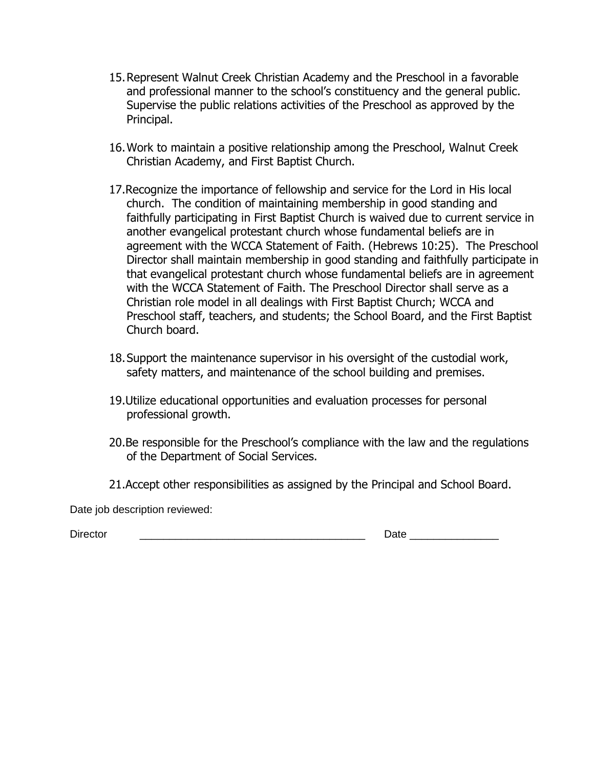15. Represent Walnut Creek Christian Academy and the Preschool in a favorable and professional manner to the school's constituency and the general public. Supervise the public relations activities of the Preschool as approved by the Principal.

16. Work to maintain a positive relationship among the Preschool, Walnut Creek Christian Academy, and First Baptist Church.

17. Recognize the importance of fellowship and service for the Lord in His local church. The condition of maintaining membership in good standing and faithfully participating in First Baptist Church is waived due to current service in another evangelical protestant church whose fundamental beliefs are in agreement with the WCCA Statement of Faith. (Hebrews 10:25). The Preschool Director shall maintain membership in good standing and faithfully participate in that evangelical protestant church whose fundamental beliefs are in agreement with the WCCA Statement of Faith. The Preschool Director shall serve as a Christian role model in all dealings with First Baptist Church; WCCA and Preschool staff, teachers, and students; the School Board, and the First Baptist Church board.

18. Support the maintenance supervisor in his oversight of the custodial work, safety matters, and maintenance of the school building and premises.

19. Utilize educational opportunities and evaluation processes for personal professional growth.

20. Be responsible for the Preschool's compliance with the law and the regulations of the Department of Social Services.

21. Accept other responsibilities as assigned by the Principal and School Board.

Date job description reviewed:

Director \_\_\_\_\_\_\_\_\_\_\_\_\_\_\_\_\_\_\_\_\_\_\_\_\_\_\_\_\_\_\_\_\_\_\_\_\_\_\_\_ Date \_\_\_\_\_\_\_\_\_\_\_\_\_\_\_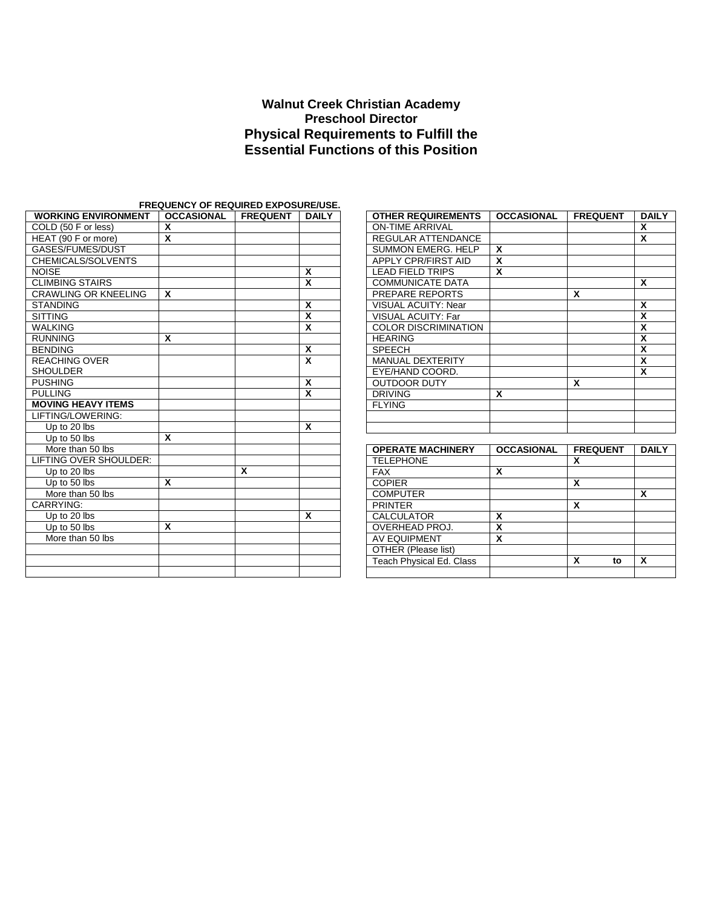# Walnut Creek Christian Academy
## Preschool Director
## Physical Requirements to Fulfill the Essential Functions of this Position

**FREQUENCY OF REQUIRED EXPOSURE/USE.**

| WORKING ENVIRONMENT | OCCASIONAL | FREQUENT | DAILY |
|---|---|---|---|
| COLD (50 F or less) | X | | |
| HEAT (90 F or more) | X | | |
| GASES/FUMES/DUST | | | |
| CHEMICALS/SOLVENTS | | | |
| NOISE | | | X |
| CLIMBING STAIRS | | | X |
| CRAWLING OR KNEELING | X | | |
| STANDING | | | X |
| SITTING | | | X |
| WALKING | | | X |
| RUNNING | X | | |
| BENDING | | | X |
| REACHING OVER SHOULDER | | | X |
| PUSHING | | | X |
| PULLING | | | X |
| **MOVING HEAVY ITEMS** | | | |
| LIFTING/LOWERING: | | | |
| Up to 20 lbs | | | X |
| Up to 50 lbs | X | | |
| More than 50 lbs | | | |
| LIFTING OVER SHOULDER: | | | |
| Up to 20 lbs | | X | |
| Up to 50 lbs | X | | |
| More than 50 lbs | | | |
| CARRYING: | | | |
| Up to 20 lbs | | | X |
| Up to 50 lbs | X | | |
| More than 50 lbs | | | |
| | | | |
| | | | |
| | | | |

| OTHER REQUIREMENTS | OCCASIONAL | FREQUENT | DAILY |
|---|---|---|---|
| ON-TIME ARRIVAL | | | X |
| REGULAR ATTENDANCE | | | X |
| SUMMON EMERG. HELP | X | | |
| APPLY CPR/FIRST AID | X | | |
| LEAD FIELD TRIPS | X | | |
| COMMUNICATE DATA | | | X |
| PREPARE REPORTS | | X | |
| VISUAL ACUITY: Near | | | X |
| VISUAL ACUITY: Far | | | X |
| COLOR DISCRIMINATION | | | X |
| HEARING | | | X |
| SPEECH | | | X |
| MANUAL DEXTERITY | | | X |
| EYE/HAND COORD. | | | X |
| OUTDOOR DUTY | | X | |
| DRIVING | X | | |
| FLYING | | | |
| | | | |
| | | | |

| OPERATE MACHINERY | OCCASIONAL | FREQUENT | DAILY |
|---|---|---|---|
| TELEPHONE | | X | |
| FAX | X | | |
| COPIER | | X | |
| COMPUTER | | | X |
| PRINTER | | X | |
| CALCULATOR | X | | |
| OVERHEAD PROJ. | X | | |
| AV EQUIPMENT | X | | |
| OTHER (Please list) | | | |
| Teach Physical Ed. Class | | X to | X |
| | | | |